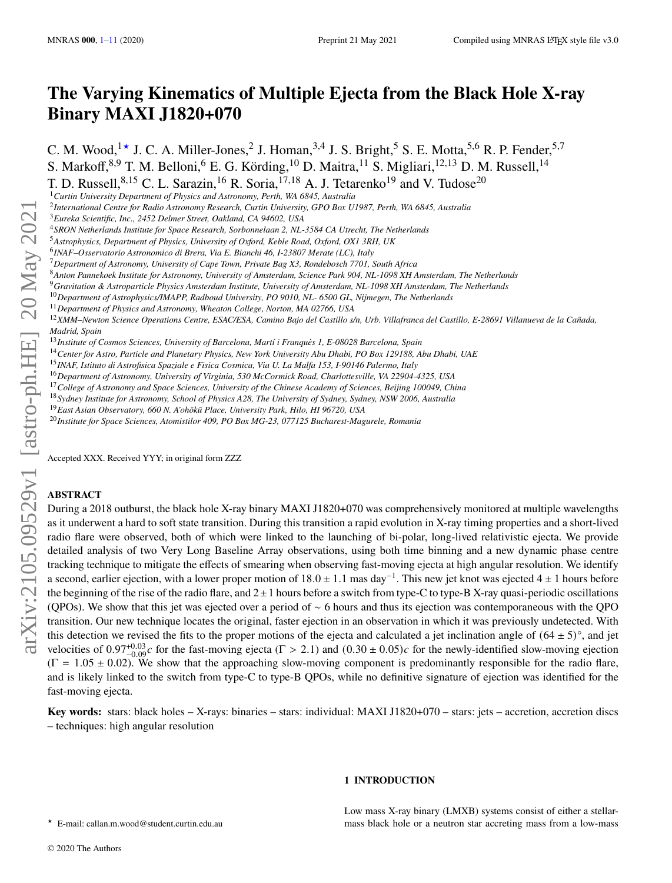# The Varying Kinematics of Multiple Ejecta from the Black Hole X-ray Binary MAXI J1820+070

C. M. Wood,[1★] J. C. A. Miller-Jones,[2] J. Homan,[3,4] J. S. Bright,[5] S. E. Motta,[5,6] R. P. Fender,[5,7] S. Markoff,[8,9] T. M. Belloni,[6] E. G. Körding,[10] D. Maitra,[11] S. Migliari,[12,13] D. M. Russell,[14] T. D. Russell,[8,15] C. L. Sarazin,[16] R. Soria,[17,18] A. J. Tetarenko[19] and V. Tudose[20]

[1]*Curtin University Department of Physics and Astronomy, Perth, WA 6845, Australia*
[2]*International Centre for Radio Astronomy Research, Curtin University, GPO Box U1987, Perth, WA 6845, Australia*
[3]*Eureka Scientific, Inc., 2452 Delmer Street, Oakland, CA 94602, USA*
[4]*SRON Netherlands Institute for Space Research, Sorbonnelaan 2, NL-3584 CA Utrecht, The Netherlands*
[5]*Astrophysics, Department of Physics, University of Oxford, Keble Road, Oxford, OX1 3RH, UK*
[6]*INAF–Osservatorio Astronomico di Brera, Via E. Bianchi 46, I-23807 Merate (LC), Italy*
[7]*Department of Astronomy, University of Cape Town, Private Bag X3, Rondebosch 7701, South Africa*
[8]*Anton Pannekoek Institute for Astronomy, University of Amsterdam, Science Park 904, NL-1098 XH Amsterdam, The Netherlands*
[9]*Gravitation & Astroparticle Physics Amsterdam Institute, University of Amsterdam, NL-1098 XH Amsterdam, The Netherlands*
[10]*Department of Astrophysics/IMAPP, Radboud University, PO 9010, NL- 6500 GL, Nijmegen, The Netherlands*
[11]*Department of Physics and Astronomy, Wheaton College, Norton, MA 02766, USA*
[12]*XMM–Newton Science Operations Centre, ESAC/ESA, Camino Bajo del Castillo s/n, Urb. Villafranca del Castillo, E-28691 Villanueva de la Cañada, Madrid, Spain*
[13]*Institute of Cosmos Sciences, University of Barcelona, Martí i Franquès 1, E-08028 Barcelona, Spain*
[14]*Center for Astro, Particle and Planetary Physics, New York University Abu Dhabi, PO Box 129188, Abu Dhabi, UAE*
[15]*INAF, Istituto di Astrofisica Spaziale e Fisica Cosmica, Via U. La Malfa 153, I-90146 Palermo, Italy*
[16]*Department of Astronomy, University of Virginia, 530 McCormick Road, Charlottesville, VA 22904-4325, USA*
[17]*College of Astronomy and Space Sciences, University of the Chinese Academy of Sciences, Beijing 100049, China*
[18]*Sydney Institute for Astronomy, School of Physics A28, The University of Sydney, Sydney, NSW 2006, Australia*
[19]*East Asian Observatory, 660 N. A'ohōkū Place, University Park, Hilo, HI 96720, USA*
[20]*Institute for Space Sciences, Atomistilor 409, PO Box MG-23, 077125 Bucharest-Magurele, Romania*

Accepted XXX. Received YYY; in original form ZZZ

## ABSTRACT

During a 2018 outburst, the black hole X-ray binary MAXI J1820+070 was comprehensively monitored at multiple wavelengths as it underwent a hard to soft state transition. During this transition a rapid evolution in X-ray timing properties and a short-lived radio flare were observed, both of which were linked to the launching of bi-polar, long-lived relativistic ejecta. We provide detailed analysis of two Very Long Baseline Array observations, using both time binning and a new dynamic phase centre tracking technique to mitigate the effects of smearing when observing fast-moving ejecta at high angular resolution. We identify a second, earlier ejection, with a lower proper motion of $18.0 \pm 1.1$ mas day$^{-1}$. This new jet knot was ejected $4 \pm 1$ hours before the beginning of the rise of the radio flare, and $2 \pm 1$ hours before a switch from type-C to type-B X-ray quasi-periodic oscillations (QPOs). We show that this jet was ejected over a period of $\sim 6$ hours and thus its ejection was contemporaneous with the QPO transition. Our new technique locates the original, faster ejection in an observation in which it was previously undetected. With this detection we revised the fits to the proper motions of the ejecta and calculated a jet inclination angle of $(64 \pm 5)^{\circ}$, and jet velocities of $0.97^{+0.03}_{-0.09}c$ for the fast-moving ejecta ($\Gamma > 2.1$) and $(0.30 \pm 0.05)c$ for the newly-identified slow-moving ejection ($\Gamma = 1.05 \pm 0.02$). We show that the approaching slow-moving component is predominantly responsible for the radio flare, and is likely linked to the switch from type-C to type-B QPOs, while no definitive signature of ejection was identified for the fast-moving ejecta.

**Key words:** stars: black holes – X-rays: binaries – stars: individual: MAXI J1820+070 – stars: jets – accretion, accretion discs – techniques: high angular resolution

## 1 INTRODUCTION

Low mass X-ray binary (LMXB) systems consist of either a stellar-mass black hole or a neutron star accreting mass from a low-mass

★ E-mail: callan.m.wood@student.curtin.edu.au

© 2020 The Authors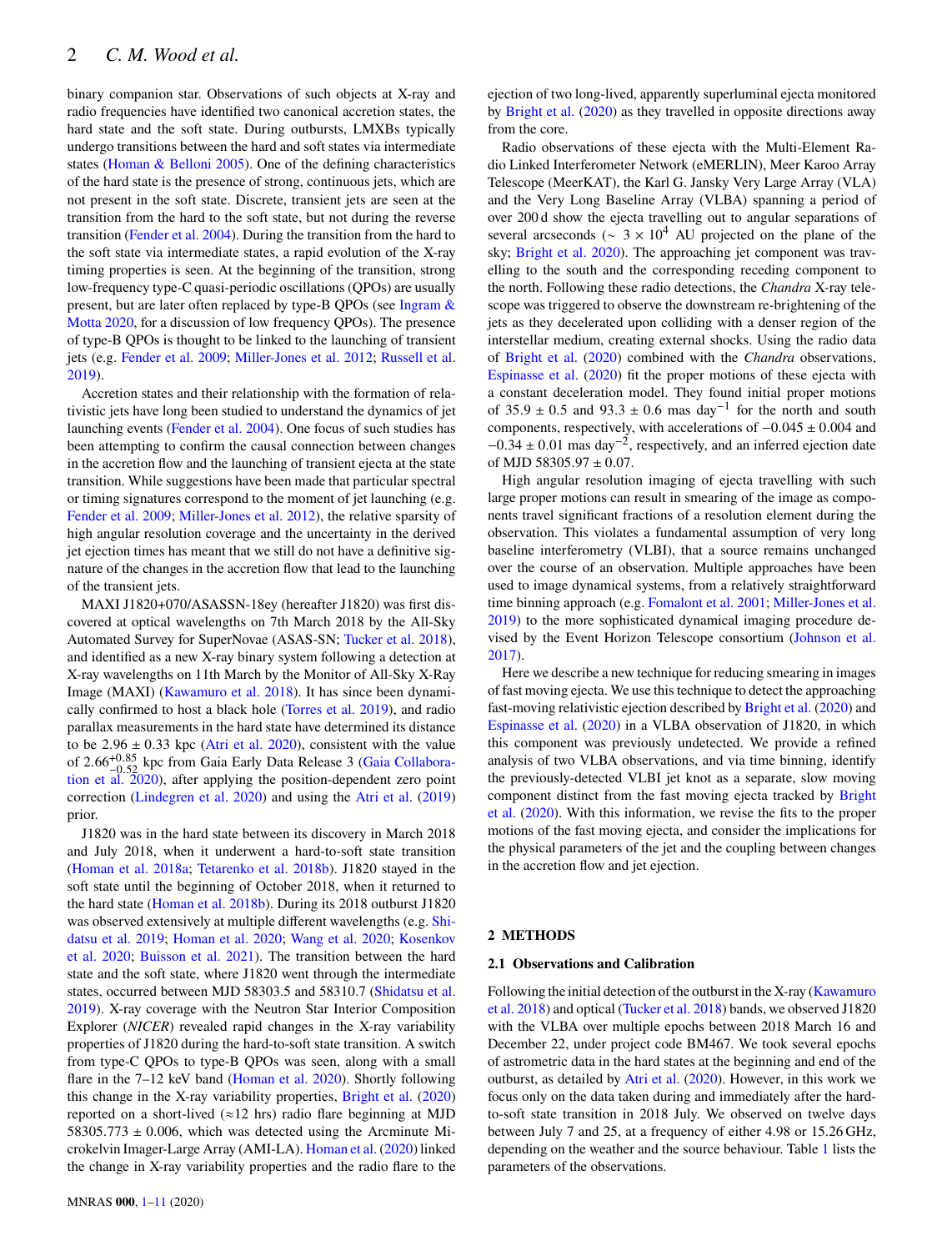binary companion star. Observations of such objects at X-ray and radio frequencies have identified two canonical accretion states, the hard state and the soft state. During outbursts, LMXBs typically undergo transitions between the hard and soft states via intermediate states (Homan & Belloni 2005). One of the defining characteristics of the hard state is the presence of strong, continuous jets, which are not present in the soft state. Discrete, transient jets are seen at the transition from the hard to the soft state, but not during the reverse transition (Fender et al. 2004). During the transition from the hard to the soft state via intermediate states, a rapid evolution of the X-ray timing properties is seen. At the beginning of the transition, strong low-frequency type-C quasi-periodic oscillations (QPOs) are usually present, but are later often replaced by type-B QPOs (see Ingram & Motta 2020, for a discussion of low frequency QPOs). The presence of type-B QPOs is thought to be linked to the launching of transient jets (e.g. Fender et al. 2009; Miller-Jones et al. 2012; Russell et al. 2019).

Accretion states and their relationship with the formation of relativistic jets have long been studied to understand the dynamics of jet launching events (Fender et al. 2004). One focus of such studies has been attempting to confirm the causal connection between changes in the accretion flow and the launching of transient ejecta at the state transition. While suggestions have been made that particular spectral or timing signatures correspond to the moment of jet launching (e.g. Fender et al. 2009; Miller-Jones et al. 2012), the relative sparsity of high angular resolution coverage and the uncertainty in the derived jet ejection times has meant that we still do not have a definitive signature of the changes in the accretion flow that lead to the launching of the transient jets.

MAXI J1820+070/ASASSN-18ey (hereafter J1820) was first discovered at optical wavelengths on 7th March 2018 by the All-Sky Automated Survey for SuperNovae (ASAS-SN; Tucker et al. 2018), and identified as a new X-ray binary system following a detection at X-ray wavelengths on 11th March by the Monitor of All-Sky X-Ray Image (MAXI) (Kawamuro et al. 2018). It has since been dynamically confirmed to host a black hole (Torres et al. 2019), and radio parallax measurements in the hard state have determined its distance to be $2.96 \pm 0.33$ kpc (Atri et al. 2020), consistent with the value of $2.66^{+0.85}_{-0.52}$ kpc from Gaia Early Data Release 3 (Gaia Collaboration et al. 2020), after applying the position-dependent zero point correction (Lindegren et al. 2020) and using the Atri et al. (2019) prior.

J1820 was in the hard state between its discovery in March 2018 and July 2018, when it underwent a hard-to-soft state transition (Homan et al. 2018a; Tetarenko et al. 2018b). J1820 stayed in the soft state until the beginning of October 2018, when it returned to the hard state (Homan et al. 2018b). During its 2018 outburst J1820 was observed extensively at multiple different wavelengths (e.g. Shidatsu et al. 2019; Homan et al. 2020; Wang et al. 2020; Kosenkov et al. 2020; Buisson et al. 2021). The transition between the hard state and the soft state, where J1820 went through the intermediate states, occurred between MJD 58303.5 and 58310.7 (Shidatsu et al. 2019). X-ray coverage with the Neutron Star Interior Composition Explorer (*NICER*) revealed rapid changes in the X-ray variability properties of J1820 during the hard-to-soft state transition. A switch from type-C QPOs to type-B QPOs was seen, along with a small flare in the 7–12 keV band (Homan et al. 2020). Shortly following this change in the X-ray variability properties, Bright et al. (2020) reported on a short-lived (≈12 hrs) radio flare beginning at MJD $58305.773 \pm 0.006$, which was detected using the Arcminute Microkelvin Imager-Large Array (AMI-LA). Homan et al. (2020) linked the change in X-ray variability properties and the radio flare to the ejection of two long-lived, apparently superluminal ejecta monitored by Bright et al. (2020) as they travelled in opposite directions away from the core.

Radio observations of these ejecta with the Multi-Element Radio Linked Interferometer Network (eMERLIN), Meer Karoo Array Telescope (MeerKAT), the Karl G. Jansky Very Large Array (VLA) and the Very Long Baseline Array (VLBA) spanning a period of over 200 d show the ejecta travelling out to angular separations of several arcseconds ($\sim 3 \times 10^4$ AU projected on the plane of the sky; Bright et al. 2020). The approaching jet component was travelling to the south and the corresponding receding component to the north. Following these radio detections, the *Chandra* X-ray telescope was triggered to observe the downstream re-brightening of the jets as they decelerated upon colliding with a denser region of the interstellar medium, creating external shocks. Using the radio data of Bright et al. (2020) combined with the *Chandra* observations, Espinasse et al. (2020) fit the proper motions of these ejecta with a constant deceleration model. They found initial proper motions of $35.9 \pm 0.5$ and $93.3 \pm 0.6$ mas day$^{-1}$ for the north and south components, respectively, with accelerations of $-0.045 \pm 0.004$ and $-0.34 \pm 0.01$ mas day$^{-2}$, respectively, and an inferred ejection date of MJD $58305.97 \pm 0.07$.

High angular resolution imaging of ejecta travelling with such large proper motions can result in smearing of the image as components travel significant fractions of a resolution element during the observation. This violates a fundamental assumption of very long baseline interferometry (VLBI), that a source remains unchanged over the course of an observation. Multiple approaches have been used to image dynamical systems, from a relatively straightforward time binning approach (e.g. Fomalont et al. 2001; Miller-Jones et al. 2019) to the more sophisticated dynamical imaging procedure devised by the Event Horizon Telescope consortium (Johnson et al. 2017).

Here we describe a new technique for reducing smearing in images of fast moving ejecta. We use this technique to detect the approaching fast-moving relativistic ejection described by Bright et al. (2020) and Espinasse et al. (2020) in a VLBA observation of J1820, in which this component was previously undetected. We provide a refined analysis of two VLBA observations, and via time binning, identify the previously-detected VLBI jet knot as a separate, slow moving component distinct from the fast moving ejecta tracked by Bright et al. (2020). With this information, we revise the fits to the proper motions of the fast moving ejecta, and consider the implications for the physical parameters of the jet and the coupling between changes in the accretion flow and jet ejection.

## 2 METHODS

### 2.1 Observations and Calibration

Following the initial detection of the outburst in the X-ray (Kawamuro et al. 2018) and optical (Tucker et al. 2018) bands, we observed J1820 with the VLBA over multiple epochs between 2018 March 16 and December 22, under project code BM467. We took several epochs of astrometric data in the hard states at the beginning and end of the outburst, as detailed by Atri et al. (2020). However, in this work we focus only on the data taken during and immediately after the hard-to-soft state transition in 2018 July. We observed on twelve days between July 7 and 25, at a frequency of either 4.98 or 15.26 GHz, depending on the weather and the source behaviour. Table 1 lists the parameters of the observations.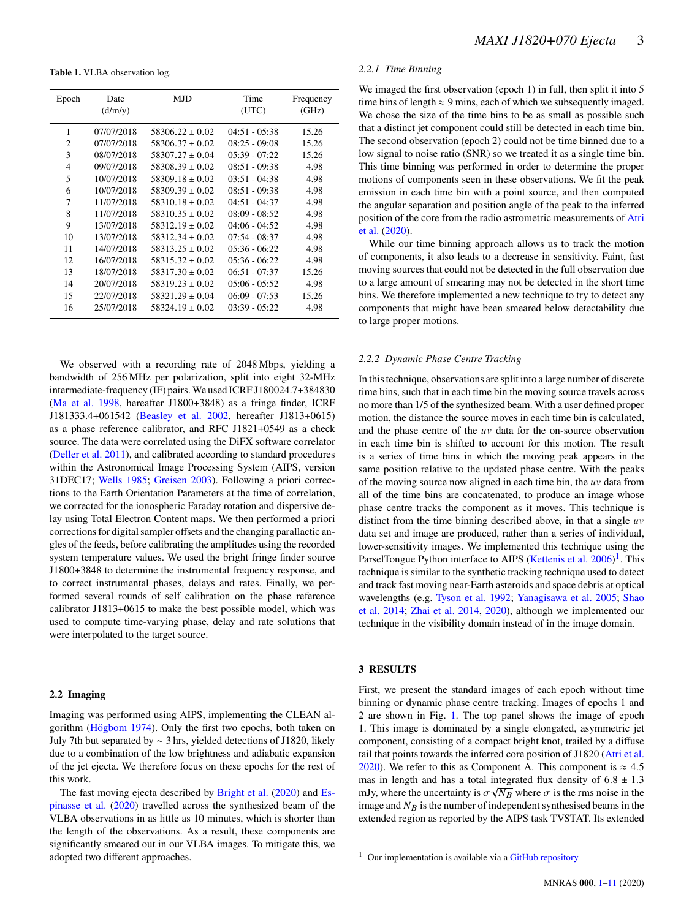**Table 1.** VLBA observation log.

| Epoch | Date (d/m/y) | MJD | Time (UTC) | Frequency (GHz) |
|---|---|---|---|---|
| 1 | 07/07/2018 | 58306.22 ± 0.02 | 04:51 - 05:38 | 15.26 |
| 2 | 07/07/2018 | 58306.37 ± 0.02 | 08:25 - 09:08 | 15.26 |
| 3 | 08/07/2018 | 58307.27 ± 0.04 | 05:39 - 07:22 | 15.26 |
| 4 | 09/07/2018 | 58308.39 ± 0.02 | 08:51 - 09:38 | 4.98 |
| 5 | 10/07/2018 | 58309.18 ± 0.02 | 03:51 - 04:38 | 4.98 |
| 6 | 10/07/2018 | 58309.39 ± 0.02 | 08:51 - 09:38 | 4.98 |
| 7 | 11/07/2018 | 58310.18 ± 0.02 | 04:51 - 04:37 | 4.98 |
| 8 | 11/07/2018 | 58310.35 ± 0.02 | 08:09 - 08:52 | 4.98 |
| 9 | 13/07/2018 | 58312.19 ± 0.02 | 04:06 - 04:52 | 4.98 |
| 10 | 13/07/2018 | 58312.34 ± 0.02 | 07:54 - 08:37 | 4.98 |
| 11 | 14/07/2018 | 58313.25 ± 0.02 | 05:36 - 06:22 | 4.98 |
| 12 | 16/07/2018 | 58315.32 ± 0.02 | 05:36 - 06:22 | 4.98 |
| 13 | 18/07/2018 | 58317.30 ± 0.02 | 06:51 - 07:37 | 15.26 |
| 14 | 20/07/2018 | 58319.23 ± 0.02 | 05:06 - 05:52 | 4.98 |
| 15 | 22/07/2018 | 58321.29 ± 0.04 | 06:09 - 07:53 | 15.26 |
| 16 | 25/07/2018 | 58324.19 ± 0.02 | 03:39 - 05:22 | 4.98 |

We observed with a recording rate of 2048 Mbps, yielding a bandwidth of 256 MHz per polarization, split into eight 32-MHz intermediate-frequency (IF) pairs. We used ICRF J180024.7+384830 (Ma et al. 1998, hereafter J1800+3848) as a fringe finder, ICRF J181333.4+061542 (Beasley et al. 2002, hereafter J1813+0615) as a phase reference calibrator, and RFC J1821+0549 as a check source. The data were correlated using the DiFX software correlator (Deller et al. 2011), and calibrated according to standard procedures within the Astronomical Image Processing System (AIPS, version 31DEC17; Wells 1985; Greisen 2003). Following a priori corrections to the Earth Orientation Parameters at the time of correlation, we corrected for the ionospheric Faraday rotation and dispersive delay using Total Electron Content maps. We then performed a priori corrections for digital sampler offsets and the changing parallactic angles of the feeds, before calibrating the amplitudes using the recorded system temperature values. We used the bright fringe finder source J1800+3848 to determine the instrumental frequency response, and to correct instrumental phases, delays and rates. Finally, we performed several rounds of self calibration on the phase reference calibrator J1813+0615 to make the best possible model, which was used to compute time-varying phase, delay and rate solutions that were interpolated to the target source.

## 2.2 Imaging

Imaging was performed using AIPS, implementing the CLEAN algorithm (Högbom 1974). Only the first two epochs, both taken on July 7th but separated by $\sim 3$ hrs, yielded detections of J1820, likely due to a combination of the low brightness and adiabatic expansion of the jet ejecta. We therefore focus on these epochs for the rest of this work.

The fast moving ejecta described by Bright et al. (2020) and Espinasse et al. (2020) travelled across the synthesized beam of the VLBA observations in as little as 10 minutes, which is shorter than the length of the observations. As a result, these components are significantly smeared out in our VLBA images. To mitigate this, we adopted two different approaches.

### 2.2.1 Time Binning

We imaged the first observation (epoch 1) in full, then split it into 5 time bins of length $\approx 9$ mins, each of which we subsequently imaged. We chose the size of the time bins to be as small as possible such that a distinct jet component could still be detected in each time bin. The second observation (epoch 2) could not be time binned due to a low signal to noise ratio (SNR) so we treated it as a single time bin. This time binning was performed in order to determine the proper motions of components seen in these observations. We fit the peak emission in each time bin with a point source, and then computed the angular separation and position angle of the peak to the inferred position of the core from the radio astrometric measurements of Atri et al. (2020).

While our time binning approach allows us to track the motion of components, it also leads to a decrease in sensitivity. Faint, fast moving sources that could not be detected in the full observation due to a large amount of smearing may not be detected in the short time bins. We therefore implemented a new technique to try to detect any components that might have been smeared below detectability due to large proper motions.

### 2.2.2 Dynamic Phase Centre Tracking

In this technique, observations are split into a large number of discrete time bins, such that in each time bin the moving source travels across no more than 1/5 of the synthesized beam. With a user defined proper motion, the distance the source moves in each time bin is calculated, and the phase centre of the $uv$ data for the on-source observation in each time bin is shifted to account for this motion. The result is a series of time bins in which the moving peak appears in the same position relative to the updated phase centre. With the peaks of the moving source now aligned in each time bin, the $uv$ data from all of the time bins are concatenated, to produce an image whose phase centre tracks the component as it moves. This technique is distinct from the time binning described above, in that a single $uv$ data set and image are produced, rather than a series of individual, lower-sensitivity images. We implemented this technique using the ParselTongue Python interface to AIPS (Kettenis et al. 2006)[1]. This technique is similar to the synthetic tracking technique used to detect and track fast moving near-Earth asteroids and space debris at optical wavelengths (e.g. Tyson et al. 1992; Yanagisawa et al. 2005; Shao et al. 2014; Zhai et al. 2014, 2020), although we implemented our technique in the visibility domain instead of in the image domain.

## 3 RESULTS

First, we present the standard images of each epoch without time binning or dynamic phase centre tracking. Images of epochs 1 and 2 are shown in Fig. 1. The top panel shows the image of epoch 1. This image is dominated by a single elongated, asymmetric jet component, consisting of a compact bright knot, trailed by a diffuse tail that points towards the inferred core position of J1820 (Atri et al. 2020). We refer to this as Component A. This component is $\approx 4.5$ mas in length and has a total integrated flux density of $6.8 \pm 1.3$ mJy, where the uncertainty is $\sigma\sqrt{N_B}$ where $\sigma$ is the rms noise in the image and $N_B$ is the number of independent synthesised beams in the extended region as reported by the AIPS task TVSTAT. Its extended

[1] Our implementation is available via a GitHub repository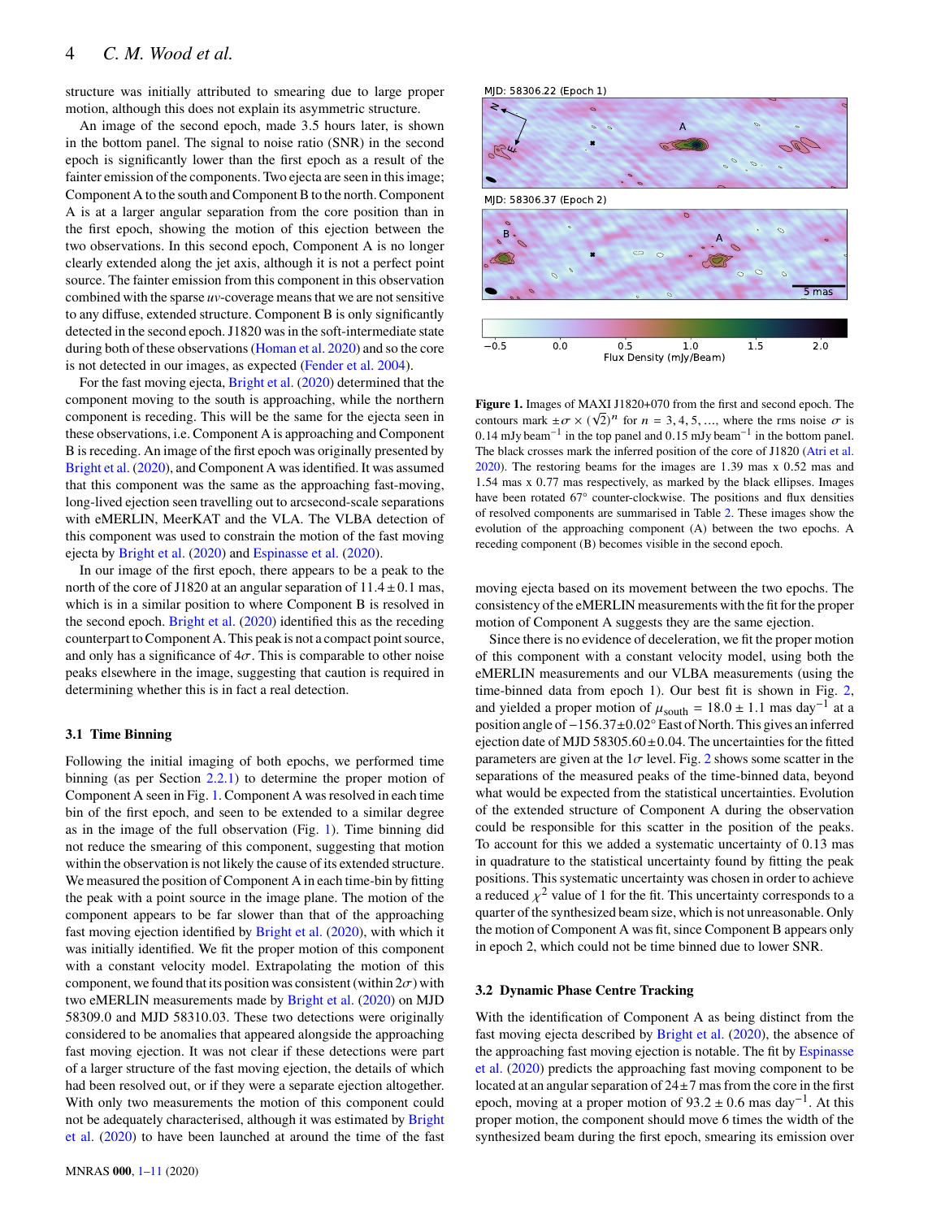structure was initially attributed to smearing due to large proper motion, although this does not explain its asymmetric structure.

An image of the second epoch, made 3.5 hours later, is shown in the bottom panel. The signal to noise ratio (SNR) in the second epoch is significantly lower than the first epoch as a result of the fainter emission of the components. Two ejecta are seen in this image; Component A to the south and Component B to the north. Component A is at a larger angular separation from the core position than in the first epoch, showing the motion of this ejection between the two observations. In this second epoch, Component A is no longer clearly extended along the jet axis, although it is not a perfect point source. The fainter emission from this component in this observation combined with the sparse *uv*-coverage means that we are not sensitive to any diffuse, extended structure. Component B is only significantly detected in the second epoch. J1820 was in the soft-intermediate state during both of these observations (Homan et al. 2020) and so the core is not detected in our images, as expected (Fender et al. 2004).

For the fast moving ejecta, Bright et al. (2020) determined that the component moving to the south is approaching, while the northern component is receding. This will be the same for the ejecta seen in these observations, i.e. Component A is approaching and Component B is receding. An image of the first epoch was originally presented by Bright et al. (2020), and Component A was identified. It was assumed that this component was the same as the approaching fast-moving, long-lived ejection seen travelling out to arcsecond-scale separations with eMERLIN, MeerKAT and the VLA. The VLBA detection of this component was used to constrain the motion of the fast moving ejecta by Bright et al. (2020) and Espinasse et al. (2020).

In our image of the first epoch, there appears to be a peak to the north of the core of J1820 at an angular separation of $11.4 \pm 0.1$ mas, which is in a similar position to where Component B is resolved in the second epoch. Bright et al. (2020) identified this as the receding counterpart to Component A. This peak is not a compact point source, and only has a significance of $4\sigma$. This is comparable to other noise peaks elsewhere in the image, suggesting that caution is required in determining whether this is in fact a real detection.

### 3.1 Time Binning

Following the initial imaging of both epochs, we performed time binning (as per Section 2.2.1) to determine the proper motion of Component A seen in Fig. 1. Component A was resolved in each time bin of the first epoch, and seen to be extended to a similar degree as in the image of the full observation (Fig. 1). Time binning did not reduce the smearing of this component, suggesting that motion within the observation is not likely the cause of its extended structure. We measured the position of Component A in each time-bin by fitting the peak with a point source in the image plane. The motion of the component appears to be far slower than that of the approaching fast moving ejection identified by Bright et al. (2020), with which it was initially identified. We fit the proper motion of this component with a constant velocity model. Extrapolating the motion of this component, we found that its position was consistent (within $2\sigma$) with two eMERLIN measurements made by Bright et al. (2020) on MJD 58309.0 and MJD 58310.03. These two detections were originally considered to be anomalies that appeared alongside the approaching fast moving ejection. It was not clear if these detections were part of a larger structure of the fast moving ejection, the details of which had been resolved out, or if they were a separate ejection altogether. With only two measurements the motion of this component could not be adequately characterised, although it was estimated by Bright et al. (2020) to have been launched at around the time of the fast moving ejecta based on its movement between the two epochs. The consistency of the eMERLIN measurements with the fit for the proper motion of Component A suggests they are the same ejection.

Since there is no evidence of deceleration, we fit the proper motion of this component with a constant velocity model, using both the eMERLIN measurements and our VLBA measurements (using the time-binned data from epoch 1). Our best fit is shown in Fig. 2, and yielded a proper motion of $\mu_{\rm south} = 18.0 \pm 1.1$ mas day$^{-1}$ at a position angle of $-156.37 \pm 0.02°$ East of North. This gives an inferred ejection date of MJD $58305.60 \pm 0.04$. The uncertainties for the fitted parameters are given at the $1\sigma$ level. Fig. 2 shows some scatter in the separations of the measured peaks of the time-binned data, beyond what would be expected from the statistical uncertainties. Evolution of the extended structure of Component A during the observation could be responsible for this scatter in the position of the peaks. To account for this we added a systematic uncertainty of 0.13 mas in quadrature to the statistical uncertainty found by fitting the peak positions. This systematic uncertainty was chosen in order to achieve a reduced $\chi^2$ value of 1 for the fit. This uncertainty corresponds to a quarter of the synthesized beam size, which is not unreasonable. Only the motion of Component A was fit, since Component B appears only in epoch 2, which could not be time binned due to lower SNR.

**Figure 1.** Images of MAXI J1820+070 from the first and second epoch. The contours mark $\pm\sigma \times (\sqrt{2})^n$ for $n = 3, 4, 5, ...,$ where the rms noise $\sigma$ is 0.14 mJy beam$^{-1}$ in the top panel and 0.15 mJy beam$^{-1}$ in the bottom panel. The black crosses mark the inferred position of the core of J1820 (Atri et al. 2020). The restoring beams for the images are 1.39 mas x 0.52 mas and 1.54 mas x 0.77 mas respectively, as marked by the black ellipses. Images have been rotated 67° counter-clockwise. The positions and flux densities of resolved components are summarised in Table 2. These images show the evolution of the approaching component (A) between the two epochs. A receding component (B) becomes visible in the second epoch.

### 3.2 Dynamic Phase Centre Tracking

With the identification of Component A as being distinct from the fast moving ejecta described by Bright et al. (2020), the absence of the approaching fast moving ejection is notable. The fit by Espinasse et al. (2020) predicts the approaching fast moving component to be located at an angular separation of $24 \pm 7$ mas from the core in the first epoch, moving at a proper motion of $93.2 \pm 0.6$ mas day$^{-1}$. At this proper motion, the component should move 6 times the width of the synthesized beam during the first epoch, smearing its emission over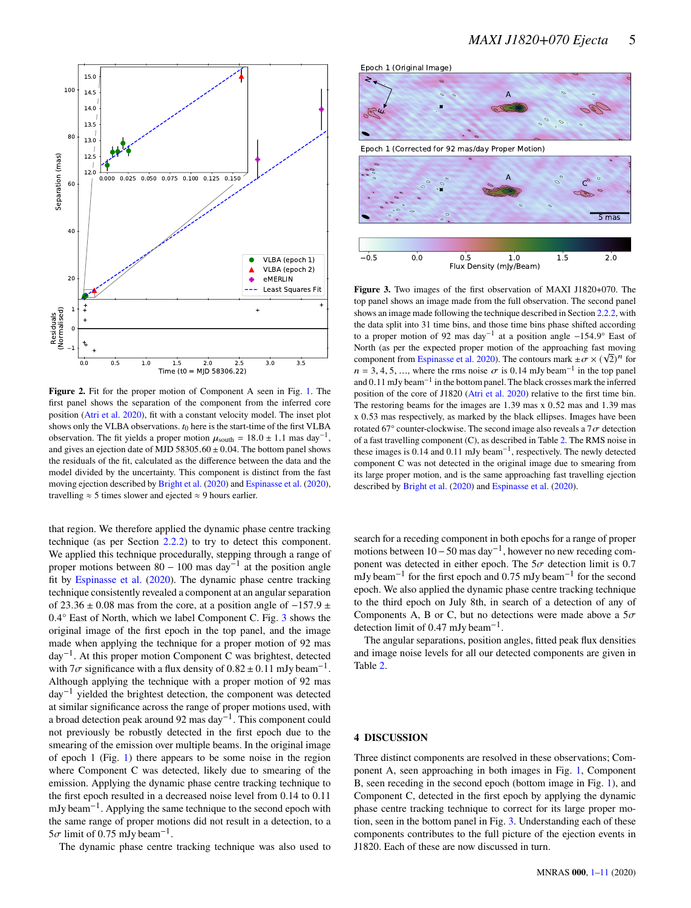**Figure 2.** Fit for the proper motion of Component A seen in Fig. 1. The first panel shows the separation of the component from the inferred core position (Atri et al. 2020), fit with a constant velocity model. The inset plot shows only the VLBA observations. $t_0$ here is the start-time of the first VLBA observation. The fit yields a proper motion $\mu_{\rm south}$ = 18.0 ± 1.1 mas day$^{-1}$, and gives an ejection date of MJD 58305.60 ± 0.04. The bottom panel shows the residuals of the fit, calculated as the difference between the data and the model divided by the uncertainty. This component is distinct from the fast moving ejection described by Bright et al. (2020) and Espinasse et al. (2020), travelling ≈ 5 times slower and ejected ≈ 9 hours earlier.

**Figure 3.** Two images of the first observation of MAXI J1820+070. The top panel shows an image made from the full observation. The second panel shows an image made following the technique described in Section 2.2.2, with the data split into 31 time bins, and those time bins phase shifted according to a proper motion of 92 mas day$^{-1}$ at a position angle −154.9° East of North (as per the expected proper motion of the approaching fast moving component from Espinasse et al. 2020). The contours mark $\pm\sigma \times (\sqrt{2})^n$ for $n = 3, 4, 5, \ldots$, where the rms noise $\sigma$ is 0.14 mJy beam$^{-1}$ in the top panel and 0.11 mJy beam$^{-1}$ in the bottom panel. The black crosses mark the inferred position of the core of J1820 (Atri et al. 2020) relative to the first time bin. The restoring beams for the images are 1.39 mas x 0.52 mas and 1.39 mas x 0.53 mas respectively, as marked by the black ellipses. Images have been rotated 67° counter-clockwise. The second image also reveals a 7$\sigma$ detection of a fast travelling component (C), as described in Table 2. The RMS noise in these images is 0.14 and 0.11 mJy beam$^{-1}$, respectively. The newly detected component C was not detected in the original image due to smearing from its large proper motion, and is the same approaching fast travelling ejection described by Bright et al. (2020) and Espinasse et al. (2020).

that region. We therefore applied the dynamic phase centre tracking technique (as per Section 2.2.2) to try to detect this component. We applied this technique procedurally, stepping through a range of proper motions between 80 – 100 mas day$^{-1}$ at the position angle fit by Espinasse et al. (2020). The dynamic phase centre tracking technique consistently revealed a component at an angular separation of 23.36 ± 0.08 mas from the core, at a position angle of −157.9 ± 0.4° East of North, which we label Component C. Fig. 3 shows the original image of the first epoch in the top panel, and the image made when applying the technique for a proper motion of 92 mas day$^{-1}$. At this proper motion Component C was brightest, detected with 7$\sigma$ significance with a flux density of 0.82 ± 0.11 mJy beam$^{-1}$. Although applying the technique with a proper motion of 92 mas day$^{-1}$ yielded the brightest detection, the component was detected at similar significance across the range of proper motions used, with a broad detection peak around 92 mas day$^{-1}$. This component could not previously be robustly detected in the first epoch due to the smearing of the emission over multiple beams. In the original image of epoch 1 (Fig. 1) there appears to be some noise in the region where Component C was detected, likely due to smearing of the emission. Applying the dynamic phase centre tracking technique to the first epoch resulted in a decreased noise level from 0.14 to 0.11 mJy beam$^{-1}$. Applying the same technique to the second epoch with the same range of proper motions did not result in a detection, to a 5$\sigma$ limit of 0.75 mJy beam$^{-1}$.

The dynamic phase centre tracking technique was also used to search for a receding component in both epochs for a range of proper motions between 10 – 50 mas day$^{-1}$, however no new receding component was detected in either epoch. The 5$\sigma$ detection limit is 0.7 mJy beam$^{-1}$ for the first epoch and 0.75 mJy beam$^{-1}$ for the second epoch. We also applied the dynamic phase centre tracking technique to the third epoch on July 8th, in search of a detection of any of Components A, B or C, but no detections were made above a 5$\sigma$ detection limit of 0.47 mJy beam$^{-1}$.

The angular separations, position angles, fitted peak flux densities and image noise levels for all our detected components are given in Table 2.

## 4 DISCUSSION

Three distinct components are resolved in these observations; Component A, seen approaching in both images in Fig. 1, Component B, seen receding in the second epoch (bottom image in Fig. 1), and Component C, detected in the first epoch by applying the dynamic phase centre tracking technique to correct for its large proper motion, seen in the bottom panel in Fig. 3. Understanding each of these components contributes to the full picture of the ejection events in J1820. Each of these are now discussed in turn.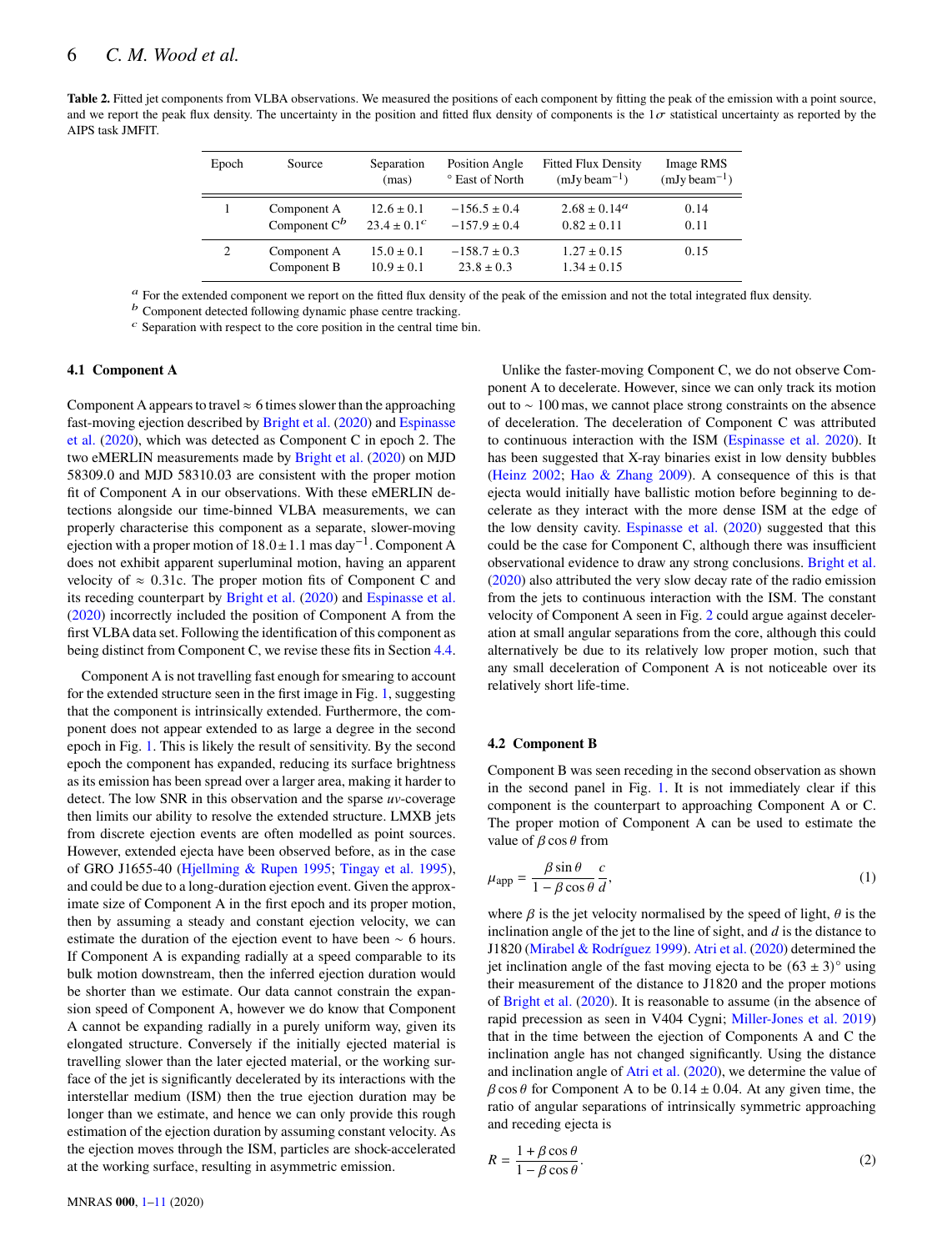**Table 2.** Fitted jet components from VLBA observations. We measured the positions of each component by fitting the peak of the emission with a point source, and we report the peak flux density. The uncertainty in the position and fitted flux density of components is the 1$\sigma$ statistical uncertainty as reported by the AIPS task JMFIT.

| Epoch | Source | Separation (mas) | Position Angle ° East of North | Fitted Flux Density (mJy beam$^{-1}$) | Image RMS (mJy beam$^{-1}$) |
|---|---|---|---|---|---|
| 1 | Component A | $12.6 \pm 0.1$ | $-156.5 \pm 0.4$ | $2.68 \pm 0.14$[a] | 0.14 |
| | Component C[b] | $23.4 \pm 0.1$[c] | $-157.9 \pm 0.4$ | $0.82 \pm 0.11$ | 0.11 |
| 2 | Component A | $15.0 \pm 0.1$ | $-158.7 \pm 0.3$ | $1.27 \pm 0.15$ | 0.15 |
| | Component B | $10.9 \pm 0.1$ | $23.8 \pm 0.3$ | $1.34 \pm 0.15$ | |

[a] For the extended component we report on the fitted flux density of the peak of the emission and not the total integrated flux density.
[b] Component detected following dynamic phase centre tracking.
[c] Separation with respect to the core position in the central time bin.

### 4.1 Component A

Component A appears to travel $\approx$ 6 times slower than the approaching fast-moving ejection described by Bright et al. (2020) and Espinasse et al. (2020), which was detected as Component C in epoch 2. The two eMERLIN measurements made by Bright et al. (2020) on MJD 58309.0 and MJD 58310.03 are consistent with the proper motion fit of Component A in our observations. With these eMERLIN detections alongside our time-binned VLBA measurements, we can properly characterise this component as a separate, slower-moving ejection with a proper motion of $18.0 \pm 1.1$ mas day$^{-1}$. Component A does not exhibit apparent superluminal motion, having an apparent velocity of $\approx$ 0.31c. The proper motion fits of Component C and its receding counterpart by Bright et al. (2020) and Espinasse et al. (2020) incorrectly included the position of Component A from the first VLBA data set. Following the identification of this component as being distinct from Component C, we revise these fits in Section 4.4.

Component A is not travelling fast enough for smearing to account for the extended structure seen in the first image in Fig. 1, suggesting that the component is intrinsically extended. Furthermore, the component does not appear extended to as large a degree in the second epoch in Fig. 1. This is likely the result of sensitivity. By the second epoch the component has expanded, reducing its surface brightness as its emission has been spread over a larger area, making it harder to detect. The low SNR in this observation and the sparse *uv*-coverage then limits our ability to resolve the extended structure. LMXB jets from discrete ejection events are often modelled as point sources. However, extended ejecta have been observed before, as in the case of GRO J1655-40 (Hjellming & Rupen 1995; Tingay et al. 1995), and could be due to a long-duration ejection event. Given the approximate size of Component A in the first epoch and its proper motion, then by assuming a steady and constant ejection velocity, we can estimate the duration of the ejection event to have been $\sim$ 6 hours. If Component A is expanding radially at a speed comparable to its bulk motion downstream, then the inferred ejection duration would be shorter than we estimate. Our data cannot constrain the expansion speed of Component A, however we do know that Component A cannot be expanding radially in a purely uniform way, given its elongated structure. Conversely if the initially ejected material is travelling slower than the later ejected material, or the working surface of the jet is significantly decelerated by its interactions with the interstellar medium (ISM) then the true ejection duration may be longer than we estimate, and hence we can only provide this rough estimation of the ejection duration by assuming constant velocity. As the ejection moves through the ISM, particles are shock-accelerated at the working surface, resulting in asymmetric emission.

Unlike the faster-moving Component C, we do not observe Component A to decelerate. However, since we can only track its motion out to $\sim$ 100 mas, we cannot place strong constraints on the absence of deceleration. The deceleration of Component C was attributed to continuous interaction with the ISM (Espinasse et al. 2020). It has been suggested that X-ray binaries exist in low density bubbles (Heinz 2002; Hao & Zhang 2009). A consequence of this is that ejecta would initially have ballistic motion before beginning to decelerate as they interact with the more dense ISM at the edge of the low density cavity. Espinasse et al. (2020) suggested that this could be the case for Component C, although there was insufficient observational evidence to draw any strong conclusions. Bright et al. (2020) also attributed the very slow decay rate of the radio emission from the jets to continuous interaction with the ISM. The constant velocity of Component A seen in Fig. 2 could argue against deceleration at small angular separations from the core, although this could alternatively be due to its relatively low proper motion, such that any small deceleration of Component A is not noticeable over its relatively short life-time.

### 4.2 Component B

Component B was seen receding in the second observation as shown in the second panel in Fig. 1. It is not immediately clear if this component is the counterpart to approaching Component A or C. The proper motion of Component A can be used to estimate the value of $\beta \cos\theta$ from

$$\mu_{\rm app} = \frac{\beta \sin\theta}{1 - \beta\cos\theta}\frac{c}{d}, \tag{1}$$

where $\beta$ is the jet velocity normalised by the speed of light, $\theta$ is the inclination angle of the jet to the line of sight, and $d$ is the distance to J1820 (Mirabel & Rodríguez 1999). Atri et al. (2020) determined the jet inclination angle of the fast moving ejecta to be $(63 \pm 3)°$ using their measurement of the distance to J1820 and the proper motions of Bright et al. (2020). It is reasonable to assume (in the absence of rapid precession as seen in V404 Cygni; Miller-Jones et al. 2019) that in the time between the ejection of Components A and C the inclination angle has not changed significantly. Using the distance and inclination angle of Atri et al. (2020), we determine the value of $\beta\cos\theta$ for Component A to be $0.14 \pm 0.04$. At any given time, the ratio of angular separations of intrinsically symmetric approaching and receding ejecta is

$$R = \frac{1 + \beta\cos\theta}{1 - \beta\cos\theta}. \tag{2}$$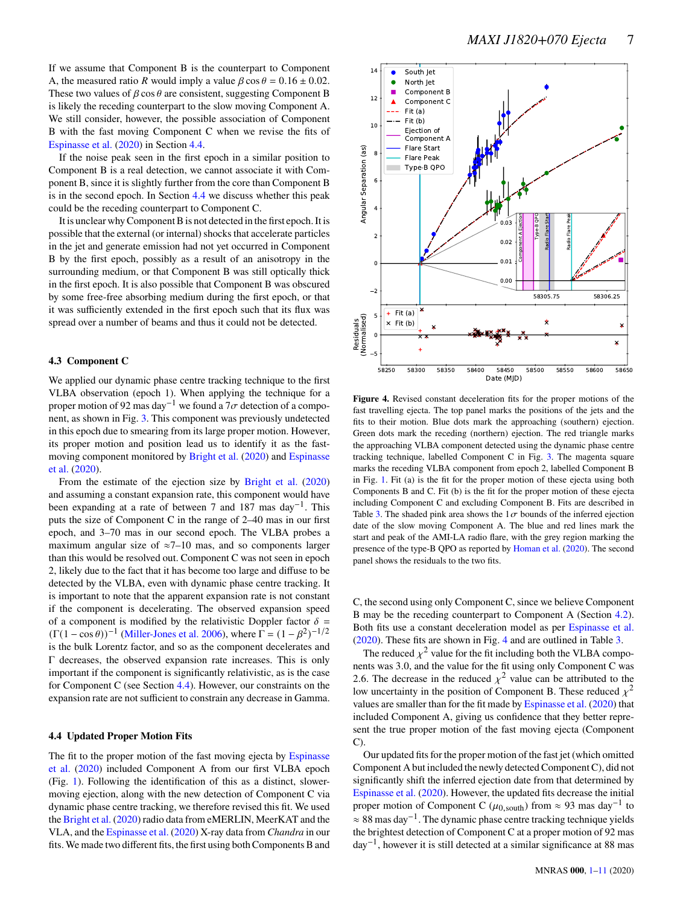If we assume that Component B is the counterpart to Component A, the measured ratio $R$ would imply a value $\beta \cos\theta = 0.16 \pm 0.02$. These two values of $\beta\cos\theta$ are consistent, suggesting Component B is likely the receding counterpart to the slow moving Component A. We still consider, however, the possible association of Component B with the fast moving Component C when we revise the fits of Espinasse et al. (2020) in Section 4.4.

If the noise peak seen in the first epoch in a similar position to Component B is a real detection, we cannot associate it with Component B, since it is slightly further from the core than Component B is in the second epoch. In Section 4.4 we discuss whether this peak could be the receding counterpart to Component C.

It is unclear why Component B is not detected in the first epoch. It is possible that the external (or internal) shocks that accelerate particles in the jet and generate emission had not yet occurred in Component B by the first epoch, possibly as a result of an anisotropy in the surrounding medium, or that Component B was still optically thick in the first epoch. It is also possible that Component B was obscured by some free-free absorbing medium during the first epoch, or that it was sufficiently extended in the first epoch such that its flux was spread over a number of beams and thus it could not be detected.

### 4.3 Component C

We applied our dynamic phase centre tracking technique to the first VLBA observation (epoch 1). When applying the technique for a proper motion of 92 mas day$^{-1}$ we found a 7$\sigma$ detection of a component, as shown in Fig. 3. This component was previously undetected in this epoch due to smearing from its large proper motion. However, its proper motion and position lead us to identify it as the fast-moving component monitored by Bright et al. (2020) and Espinasse et al. (2020).

From the estimate of the ejection size by Bright et al. (2020) and assuming a constant expansion rate, this component would have been expanding at a rate of between 7 and 187 mas day$^{-1}$. This puts the size of Component C in the range of 2–40 mas in our first epoch, and 3–70 mas in our second epoch. The VLBA probes a maximum angular size of $\approx$7–10 mas, and so components larger than this would be resolved out. Component C was not seen in epoch 2, likely due to the fact that it has become too large and diffuse to be detected by the VLBA, even with dynamic phase centre tracking. It is important to note that the apparent expansion rate is not constant if the component is decelerating. The observed expansion speed of a component is modified by the relativistic Doppler factor $\delta = (\Gamma(1-\cos\theta))^{-1}$ (Miller-Jones et al. 2006), where $\Gamma = (1-\beta^2)^{-1/2}$ is the bulk Lorentz factor, and so as the component decelerates and $\Gamma$ decreases, the observed expansion rate increases. This is only important if the component is significantly relativistic, as is the case for Component C (see Section 4.4). However, our constraints on the expansion rate are not sufficient to constrain any decrease in Gamma.

### 4.4 Updated Proper Motion Fits

The fit to the proper motion of the fast moving ejecta by Espinasse et al. (2020) included Component A from our first VLBA epoch (Fig. 1). Following the identification of this as a distinct, slower-moving ejection, along with the new detection of Component C via dynamic phase centre tracking, we therefore revised this fit. We used the Bright et al. (2020) radio data from eMERLIN, MeerKAT and the VLA, and the Espinasse et al. (2020) X-ray data from *Chandra* in our fits. We made two different fits, the first using both Components B and C, the second using only Component C, since we believe Component B may be the receding counterpart to Component A (Section 4.2). Both fits use a constant deceleration model as per Espinasse et al. (2020). These fits are shown in Fig. 4 and are outlined in Table 3.

**Figure 4.** Revised constant deceleration fits for the proper motions of the fast travelling ejecta. The top panel marks the positions of the jets and the fits to their motion. Blue dots mark the approaching (southern) ejection. Green dots mark the receding (northern) ejection. The red triangle marks the approaching VLBA component detected using the dynamic phase centre tracking technique, labelled Component C in Fig. 3. The magenta square marks the receding VLBA component from epoch 2, labelled Component B in Fig. 1. Fit (a) is the fit for the proper motion of these ejecta using both Components B and C. Fit (b) is the fit for the proper motion of these ejecta including Component C and excluding Component B. Fits are described in Table 3. The shaded pink area shows the 1$\sigma$ bounds of the inferred ejection date of the slow moving Component A. The blue and red lines mark the start and peak of the AMI-LA radio flare, with the grey region marking the presence of the type-B QPO as reported by Homan et al. (2020). The second panel shows the residuals to the two fits.

The reduced $\chi^2$ value for the fit including both the VLBA components was 3.0, and the value for the fit using only Component C was 2.6. The decrease in the reduced $\chi^2$ value can be attributed to the low uncertainty in the position of Component B. These reduced $\chi^2$ values are smaller than for the fit made by Espinasse et al. (2020) that included Component A, giving us confidence that they better represent the true proper motion of the fast moving ejecta (Component C).

Our updated fits for the proper motion of the fast jet (which omitted Component A but included the newly detected Component C), did not significantly shift the inferred ejection date from that determined by Espinasse et al. (2020). However, the updated fits decrease the initial proper motion of Component C ($\mu_{0,\mathrm{south}}$) from $\approx$ 93 mas day$^{-1}$ to $\approx$ 88 mas day$^{-1}$. The dynamic phase centre tracking technique yields the brightest detection of Component C at a proper motion of 92 mas day$^{-1}$, however it is still detected at a similar significance at 88 mas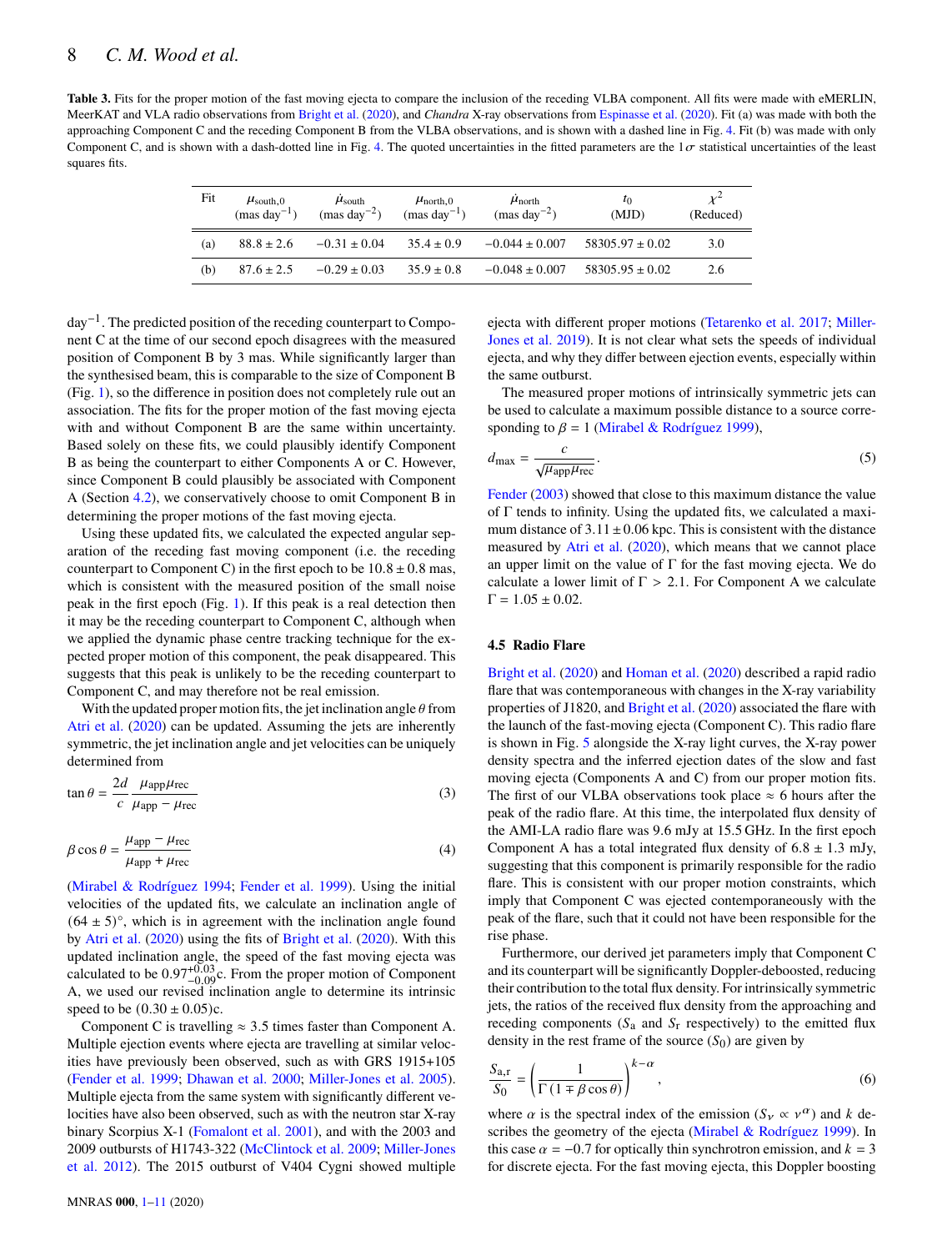**Table 3.** Fits for the proper motion of the fast moving ejecta to compare the inclusion of the receding VLBA component. All fits were made with eMERLIN, MeerKAT and VLA radio observations from Bright et al. (2020), and *Chandra* X-ray observations from Espinasse et al. (2020). Fit (a) was made with both the approaching Component C and the receding Component B from the VLBA observations, and is shown with a dashed line in Fig. 4. Fit (b) was made with only Component C, and is shown with a dash-dotted line in Fig. 4. The quoted uncertainties in the fitted parameters are the $1\sigma$ statistical uncertainties of the least squares fits.

| Fit | $\mu_{\rm south,0}$ (mas day$^{-1}$) | $\dot{\mu}_{\rm south}$ (mas day$^{-2}$) | $\mu_{\rm north,0}$ (mas day$^{-1}$) | $\dot{\mu}_{\rm north}$ (mas day$^{-2}$) | $t_0$ (MJD) | $\chi^2$ (Reduced) |
|---|---|---|---|---|---|---|
| (a) | $88.8 \pm 2.6$ | $-0.31 \pm 0.04$ | $35.4 \pm 0.9$ | $-0.044 \pm 0.007$ | $58305.97 \pm 0.02$ | 3.0 |
| (b) | $87.6 \pm 2.5$ | $-0.29 \pm 0.03$ | $35.9 \pm 0.8$ | $-0.048 \pm 0.007$ | $58305.95 \pm 0.02$ | 2.6 |

day$^{-1}$. The predicted position of the receding counterpart to Component C at the time of our second epoch disagrees with the measured position of Component B by 3 mas. While significantly larger than the synthesised beam, this is comparable to the size of Component B (Fig. 1), so the difference in position does not completely rule out an association. The fits for the proper motion of the fast moving ejecta with and without Component B are the same within uncertainty. Based solely on these fits, we could plausibly identify Component B as being the counterpart to either Components A or C. However, since Component B could plausibly be associated with Component A (Section 4.2), we conservatively choose to omit Component B in determining the proper motions of the fast moving ejecta.

Using these updated fits, we calculated the expected angular separation of the receding fast moving component (i.e. the receding counterpart to Component C) in the first epoch to be $10.8 \pm 0.8$ mas, which is consistent with the measured position of the small noise peak in the first epoch (Fig. 1). If this peak is a real detection then it may be the receding counterpart to Component C, although when we applied the dynamic phase centre tracking technique for the expected proper motion of this component, the peak disappeared. This suggests that this peak is unlikely to be the receding counterpart to Component C, and may therefore not be real emission.

With the updated proper motion fits, the jet inclination angle $\theta$ from Atri et al. (2020) can be updated. Assuming the jets are inherently symmetric, the jet inclination angle and jet velocities can be uniquely determined from

$$\tan\theta = \frac{2d}{c}\frac{\mu_{\rm app}\mu_{\rm rec}}{\mu_{\rm app} - \mu_{\rm rec}} \tag{3}$$

$$\beta\cos\theta = \frac{\mu_{\rm app} - \mu_{\rm rec}}{\mu_{\rm app} + \mu_{\rm rec}} \tag{4}$$

(Mirabel & Rodríguez 1994; Fender et al. 1999). Using the initial velocities of the updated fits, we calculate an inclination angle of $(64 \pm 5)^\circ$, which is in agreement with the inclination angle found by Atri et al. (2020) using the fits of Bright et al. (2020). With this updated inclination angle, the speed of the fast moving ejecta was calculated to be $0.97^{+0.03}_{-0.09}$c. From the proper motion of Component A, we used our revised inclination angle to determine its intrinsic speed to be $(0.30 \pm 0.05)$c.

Component C is travelling $\approx 3.5$ times faster than Component A. Multiple ejection events where ejecta are travelling at similar velocities have previously been observed, such as with GRS 1915+105 (Fender et al. 1999; Dhawan et al. 2000; Miller-Jones et al. 2005). Multiple ejecta from the same system with significantly different velocities have also been observed, such as with the neutron star X-ray binary Scorpius X-1 (Fomalont et al. 2001), and with the 2003 and 2009 outbursts of H1743-322 (McClintock et al. 2009; Miller-Jones et al. 2012). The 2015 outburst of V404 Cygni showed multiple ejecta with different proper motions (Tetarenko et al. 2017; Miller-Jones et al. 2019). It is not clear what sets the speeds of individual ejecta, and why they differ between ejection events, especially within the same outburst.

The measured proper motions of intrinsically symmetric jets can be used to calculate a maximum possible distance to a source corresponding to $\beta = 1$ (Mirabel & Rodríguez 1999),

$$d_{\rm max} = \frac{c}{\sqrt{\mu_{\rm app}\mu_{\rm rec}}}. \tag{5}$$

Fender (2003) showed that close to this maximum distance the value of $\Gamma$ tends to infinity. Using the updated fits, we calculated a maximum distance of $3.11 \pm 0.06$ kpc. This is consistent with the distance measured by Atri et al. (2020), which means that we cannot place an upper limit on the value of $\Gamma$ for the fast moving ejecta. We do calculate a lower limit of $\Gamma > 2.1$. For Component A we calculate $\Gamma = 1.05 \pm 0.02$.

### 4.5 Radio Flare

Bright et al. (2020) and Homan et al. (2020) described a rapid radio flare that was contemporaneous with changes in the X-ray variability properties of J1820, and Bright et al. (2020) associated the flare with the launch of the fast-moving ejecta (Component C). This radio flare is shown in Fig. 5 alongside the X-ray light curves, the X-ray power density spectra and the inferred ejection dates of the slow and fast moving ejecta (Components A and C) from our proper motion fits. The first of our VLBA observations took place $\approx$ 6 hours after the peak of the radio flare. At this time, the interpolated flux density of the AMI-LA radio flare was 9.6 mJy at 15.5 GHz. In the first epoch Component A has a total integrated flux density of $6.8 \pm 1.3$ mJy, suggesting that this component is primarily responsible for the radio flare. This is consistent with our proper motion constraints, which imply that Component C was ejected contemporaneously with the peak of the flare, such that it could not have been responsible for the rise phase.

Furthermore, our derived jet parameters imply that Component C and its counterpart will be significantly Doppler-deboosted, reducing their contribution to the total flux density. For intrinsically symmetric jets, the ratios of the received flux density from the approaching and receding components ($S_{\rm a}$ and $S_{\rm r}$ respectively) to the emitted flux density in the rest frame of the source ($S_0$) are given by

$$\frac{S_{\rm a,r}}{S_0} = \left(\frac{1}{\Gamma\left(1 \mp \beta\cos\theta\right)}\right)^{k-\alpha}, \tag{6}$$

where $\alpha$ is the spectral index of the emission ($S_\nu \propto \nu^\alpha$) and $k$ describes the geometry of the ejecta (Mirabel & Rodríguez 1999). In this case $\alpha = -0.7$ for optically thin synchrotron emission, and $k = 3$ for discrete ejecta. For the fast moving ejecta, this Doppler boosting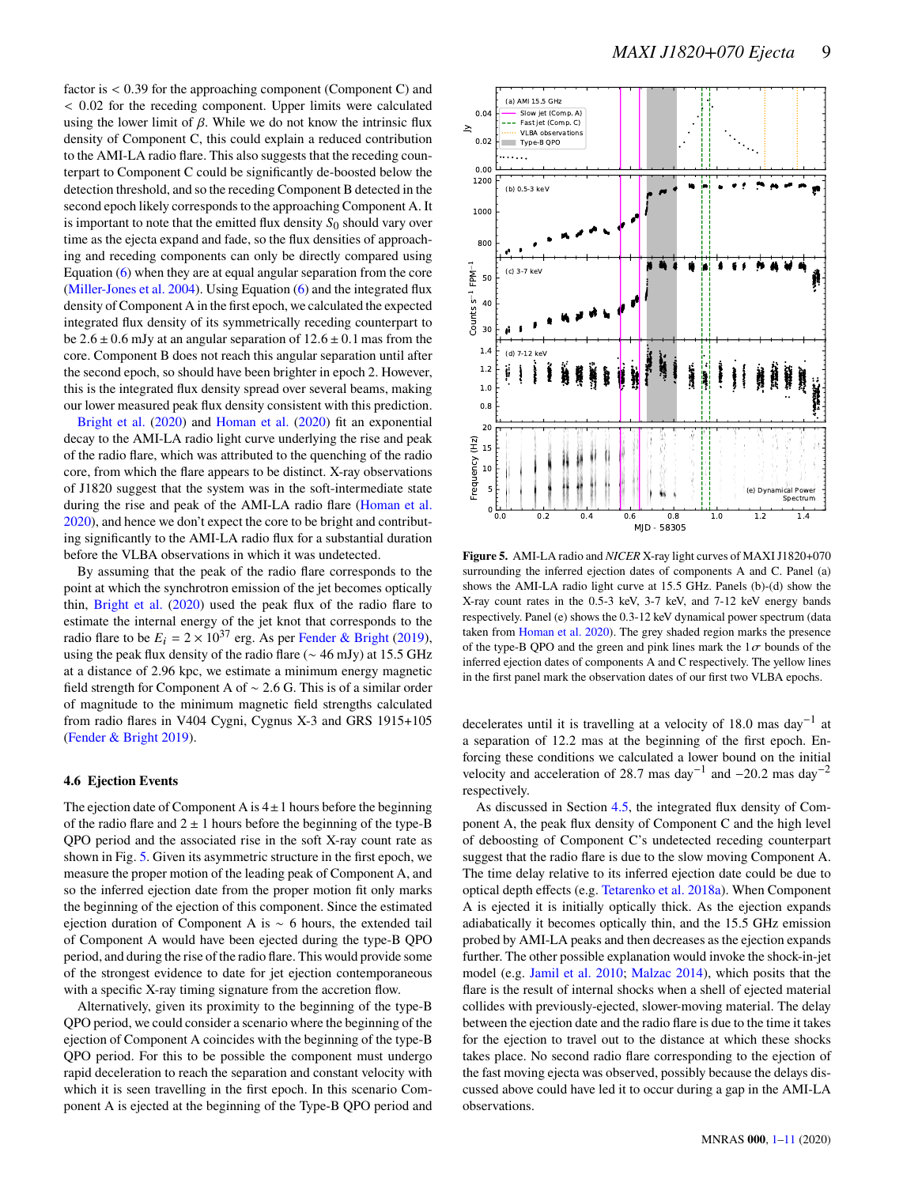factor is < 0.39 for the approaching component (Component C) and < 0.02 for the receding component. Upper limits were calculated using the lower limit of $\beta$. While we do not know the intrinsic flux density of Component C, this could explain a reduced contribution to the AMI-LA radio flare. This also suggests that the receding counterpart to Component C could be significantly de-boosted below the detection threshold, and so the receding Component B detected in the second epoch likely corresponds to the approaching Component A. It is important to note that the emitted flux density $S_0$ should vary over time as the ejecta expand and fade, so the flux densities of approaching and receding components can only be directly compared using Equation (6) when they are at equal angular separation from the core (Miller-Jones et al. 2004). Using Equation (6) and the integrated flux density of Component A in the first epoch, we calculated the expected integrated flux density of its symmetrically receding counterpart to be $2.6 \pm 0.6$ mJy at an angular separation of $12.6 \pm 0.1$ mas from the core. Component B does not reach this angular separation until after the second epoch, so should have been brighter in epoch 2. However, this is the integrated flux density spread over several beams, making our lower measured peak flux density consistent with this prediction.

Bright et al. (2020) and Homan et al. (2020) fit an exponential decay to the AMI-LA radio light curve underlying the rise and peak of the radio flare, which was attributed to the quenching of the radio core, from which the flare appears to be distinct. X-ray observations of J1820 suggest that the system was in the soft-intermediate state during the rise and peak of the AMI-LA radio flare (Homan et al. 2020), and hence we don't expect the core to be bright and contributing significantly to the AMI-LA radio flux for a substantial duration before the VLBA observations in which it was undetected.

By assuming that the peak of the radio flare corresponds to the point at which the synchrotron emission of the jet becomes optically thin, Bright et al. (2020) used the peak flux of the radio flare to estimate the internal energy of the jet knot that corresponds to the radio flare to be $E_i = 2 \times 10^{37}$ erg. As per Fender & Bright (2019), using the peak flux density of the radio flare ($\sim 46$ mJy) at 15.5 GHz at a distance of 2.96 kpc, we estimate a minimum energy magnetic field strength for Component A of $\sim 2.6$ G. This is of a similar order of magnitude to the minimum magnetic field strengths calculated from radio flares in V404 Cygni, Cygnus X-3 and GRS 1915+105 (Fender & Bright 2019).

### 4.6 Ejection Events

The ejection date of Component A is $4 \pm 1$ hours before the beginning of the radio flare and $2 \pm 1$ hours before the beginning of the type-B QPO period and the associated rise in the soft X-ray count rate as shown in Fig. 5. Given its asymmetric structure in the first epoch, we measure the proper motion of the leading peak of Component A, and so the inferred ejection date from the proper motion fit only marks the beginning of the ejection of this component. Since the estimated ejection duration of Component A is $\sim 6$ hours, the extended tail of Component A would have been ejected during the type-B QPO period, and during the rise of the radio flare. This would provide some of the strongest evidence to date for jet ejection contemporaneous with a specific X-ray timing signature from the accretion flow.

Alternatively, given its proximity to the beginning of the type-B QPO period, we could consider a scenario where the beginning of the ejection of Component A coincides with the beginning of the type-B QPO period. For this to be possible the component must undergo rapid deceleration to reach the separation and constant velocity with which it is seen travelling in the first epoch. In this scenario Component A is ejected at the beginning of the Type-B QPO period and decelerates until it is travelling at a velocity of 18.0 mas day$^{-1}$ at a separation of 12.2 mas at the beginning of the first epoch. Enforcing these conditions we calculated a lower bound on the initial velocity and acceleration of 28.7 mas day$^{-1}$ and $-20.2$ mas day$^{-2}$ respectively.

As discussed in Section 4.5, the integrated flux density of Component A, the peak flux density of Component C and the high level of deboosting of Component C's undetected receding counterpart suggest that the radio flare is due to the slow moving Component A. The time delay relative to its inferred ejection date could be due to optical depth effects (e.g. Tetarenko et al. 2018a). When Component A is ejected it is initially optically thick. As the ejection expands adiabatically it becomes optically thin, and the 15.5 GHz emission probed by AMI-LA peaks and then decreases as the ejection expands further. The other possible explanation would invoke the shock-in-jet model (e.g. Jamil et al. 2010; Malzac 2014), which posits that the flare is the result of internal shocks when a shell of ejected material collides with previously-ejected, slower-moving material. The delay between the ejection date and the radio flare is due to the time it takes for the ejection to travel out to the distance at which these shocks takes place. No second radio flare corresponding to the ejection of the fast moving ejecta was observed, possibly because the delays discussed above could have led it to occur during a gap in the AMI-LA observations.

**Figure 5.** AMI-LA radio and *NICER* X-ray light curves of MAXI J1820+070 surrounding the inferred ejection dates of components A and C. Panel (a) shows the AMI-LA radio light curve at 15.5 GHz. Panels (b)-(d) show the X-ray count rates in the 0.5-3 keV, 3-7 keV, and 7-12 keV energy bands respectively. Panel (e) shows the 0.3-12 keV dynamical power spectrum (data taken from Homan et al. 2020). The grey shaded region marks the presence of the type-B QPO and the green and pink lines mark the $1\sigma$ bounds of the inferred ejection dates of components A and C respectively. The yellow lines in the first panel mark the observation dates of our first two VLBA epochs.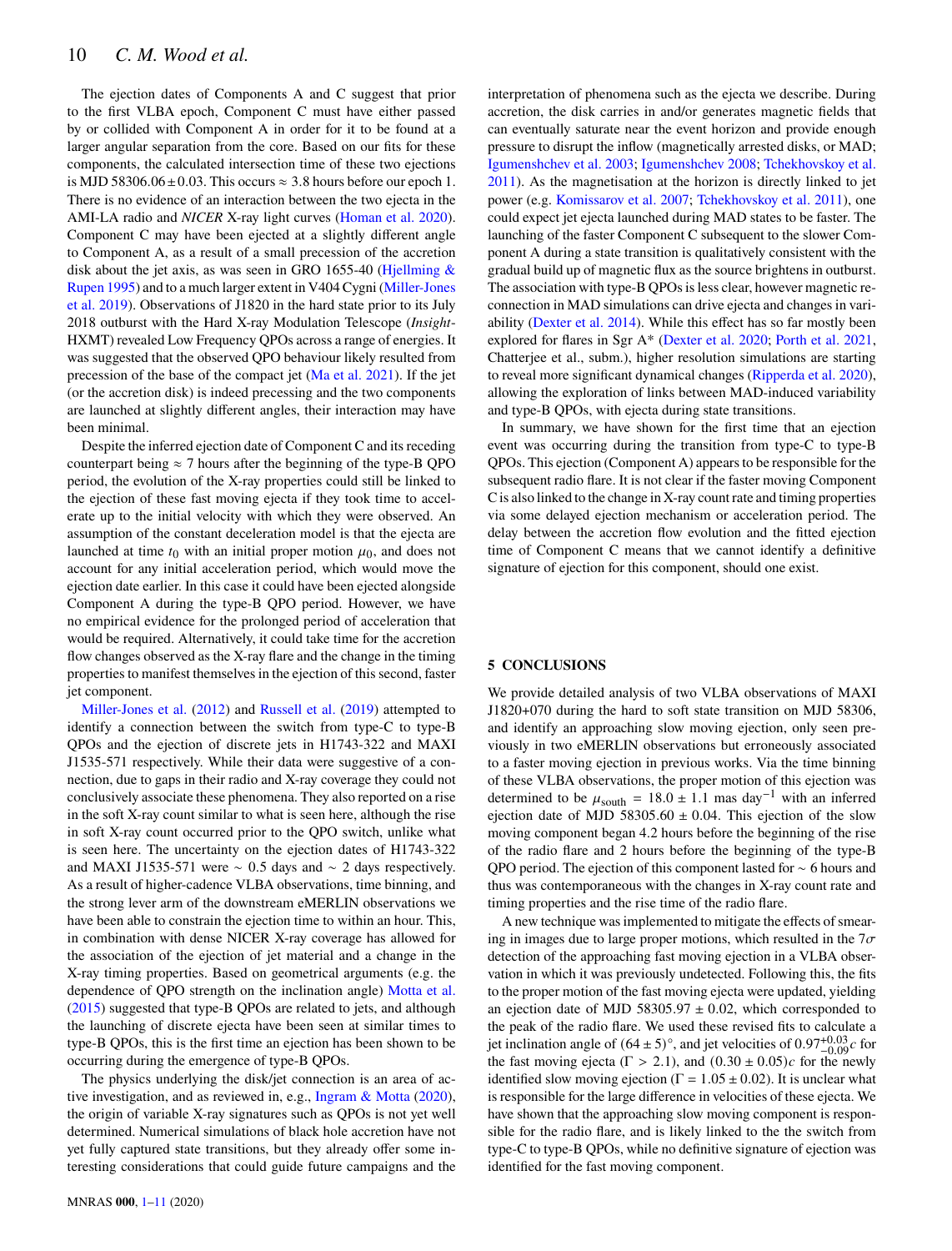The ejection dates of Components A and C suggest that prior to the first VLBA epoch, Component C must have either passed by or collided with Component A in order for it to be found at a larger angular separation from the core. Based on our fits for these components, the calculated intersection time of these two ejections is MJD $58306.06 \pm 0.03$. This occurs $\approx 3.8$ hours before our epoch 1. There is no evidence of an interaction between the two ejecta in the AMI-LA radio and *NICER* X-ray light curves (Homan et al. 2020). Component C may have been ejected at a slightly different angle to Component A, as a result of a small precession of the accretion disk about the jet axis, as was seen in GRO 1655-40 (Hjellming & Rupen 1995) and to a much larger extent in V404 Cygni (Miller-Jones et al. 2019). Observations of J1820 in the hard state prior to its July 2018 outburst with the Hard X-ray Modulation Telescope (*Insight*-HXMT) revealed Low Frequency QPOs across a range of energies. It was suggested that the observed QPO behaviour likely resulted from precession of the base of the compact jet (Ma et al. 2021). If the jet (or the accretion disk) is indeed precessing and the two components are launched at slightly different angles, their interaction may have been minimal.

Despite the inferred ejection date of Component C and its receding counterpart being $\approx 7$ hours after the beginning of the type-B QPO period, the evolution of the X-ray properties could still be linked to the ejection of these fast moving ejecta if they took time to accelerate up to the initial velocity with which they were observed. An assumption of the constant deceleration model is that the ejecta are launched at time $t_0$ with an initial proper motion $\mu_0$, and does not account for any initial acceleration period, which would move the ejection date earlier. In this case it could have been ejected alongside Component A during the type-B QPO period. However, we have no empirical evidence for the prolonged period of acceleration that would be required. Alternatively, it could take time for the accretion flow changes observed as the X-ray flare and the change in the timing properties to manifest themselves in the ejection of this second, faster jet component.

Miller-Jones et al. (2012) and Russell et al. (2019) attempted to identify a connection between the switch from type-C to type-B QPOs and the ejection of discrete jets in H1743-322 and MAXI J1535-571 respectively. While their data were suggestive of a connection, due to gaps in their radio and X-ray coverage they could not conclusively associate these phenomena. They also reported on a rise in the soft X-ray count similar to what is seen here, although the rise in soft X-ray count occurred prior to the QPO switch, unlike what is seen here. The uncertainty on the ejection dates of H1743-322 and MAXI J1535-571 were $\sim 0.5$ days and $\sim 2$ days respectively. As a result of higher-cadence VLBA observations, time binning, and the strong lever arm of the downstream eMERLIN observations we have been able to constrain the ejection time to within an hour. This, in combination with dense NICER X-ray coverage has allowed for the association of the ejection of jet material and a change in the X-ray timing properties. Based on geometrical arguments (e.g. the dependence of QPO strength on the inclination angle) Motta et al. (2015) suggested that type-B QPOs are related to jets, and although the launching of discrete ejecta have been seen at similar times to type-B QPOs, this is the first time an ejection has been shown to be occurring during the emergence of type-B QPOs.

The physics underlying the disk/jet connection is an area of active investigation, and as reviewed in, e.g., Ingram & Motta (2020), the origin of variable X-ray signatures such as QPOs is not yet well determined. Numerical simulations of black hole accretion have not yet fully captured state transitions, but they already offer some interesting considerations that could guide future campaigns and the interpretation of phenomena such as the ejecta we describe. During accretion, the disk carries in and/or generates magnetic fields that can eventually saturate near the event horizon and provide enough pressure to disrupt the inflow (magnetically arrested disks, or MAD; Igumenshchev et al. 2003; Igumenshchev 2008; Tchekhovskoy et al. 2011). As the magnetisation at the horizon is directly linked to jet power (e.g. Komissarov et al. 2007; Tchekhovskoy et al. 2011), one could expect jet ejecta launched during MAD states to be faster. The launching of the faster Component C subsequent to the slower Component A during a state transition is qualitatively consistent with the gradual build up of magnetic flux as the source brightens in outburst. The association with type-B QPOs is less clear, however magnetic reconnection in MAD simulations can drive ejecta and changes in variability (Dexter et al. 2014). While this effect has so far mostly been explored for flares in Sgr A* (Dexter et al. 2020; Porth et al. 2021, Chatterjee et al., subm.), higher resolution simulations are starting to reveal more significant dynamical changes (Ripperda et al. 2020), allowing the exploration of links between MAD-induced variability and type-B QPOs, with ejecta during state transitions.

In summary, we have shown for the first time that an ejection event was occurring during the transition from type-C to type-B QPOs. This ejection (Component A) appears to be responsible for the subsequent radio flare. It is not clear if the faster moving Component C is also linked to the change in X-ray count rate and timing properties via some delayed ejection mechanism or acceleration period. The delay between the accretion flow evolution and the fitted ejection time of Component C means that we cannot identify a definitive signature of ejection for this component, should one exist.

## 5 CONCLUSIONS

We provide detailed analysis of two VLBA observations of MAXI J1820+070 during the hard to soft state transition on MJD 58306, and identify an approaching slow moving ejection, only seen previously in two eMERLIN observations but erroneously associated to a faster moving ejection in previous works. Via the time binning of these VLBA observations, the proper motion of this ejection was determined to be $\mu_{\rm south} = 18.0 \pm 1.1$ mas day$^{-1}$ with an inferred ejection date of MJD $58305.60 \pm 0.04$. This ejection of the slow moving component began 4.2 hours before the beginning of the rise of the radio flare and 2 hours before the beginning of the type-B QPO period. The ejection of this component lasted for $\sim 6$ hours and thus was contemporaneous with the changes in X-ray count rate and timing properties and the rise time of the radio flare.

A new technique was implemented to mitigate the effects of smearing in images due to large proper motions, which resulted in the $7\sigma$ detection of the approaching fast moving ejection in a VLBA observation in which it was previously undetected. Following this, the fits to the proper motion of the fast moving ejecta were updated, yielding an ejection date of MJD $58305.97 \pm 0.02$, which corresponded to the peak of the radio flare. We used these revised fits to calculate a jet inclination angle of $(64 \pm 5)^{\circ}$, and jet velocities of $0.97^{+0.03}_{-0.09}c$ for the fast moving ejecta ($\Gamma > 2.1$), and $(0.30 \pm 0.05)c$ for the newly identified slow moving ejection ($\Gamma = 1.05 \pm 0.02$). It is unclear what is responsible for the large difference in velocities of these ejecta. We have shown that the approaching slow moving component is responsible for the radio flare, and is likely linked to the the switch from type-C to type-B QPOs, while no definitive signature of ejection was identified for the fast moving component.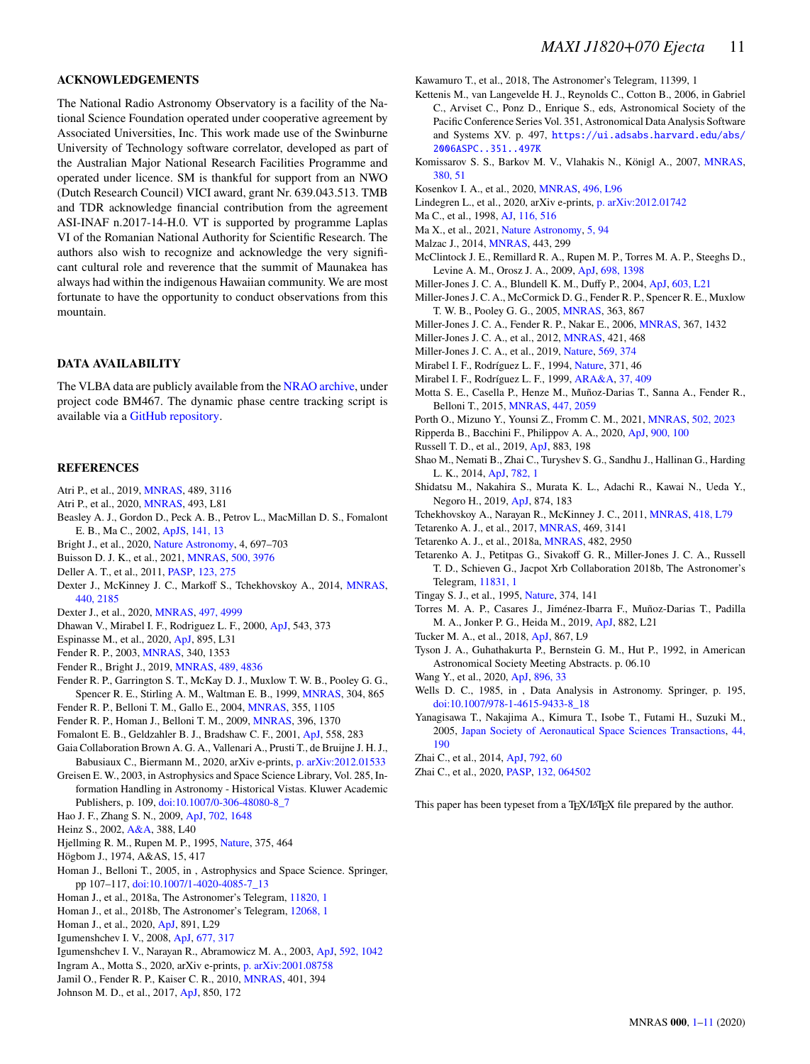## ACKNOWLEDGEMENTS

The National Radio Astronomy Observatory is a facility of the National Science Foundation operated under cooperative agreement by Associated Universities, Inc. This work made use of the Swinburne University of Technology software correlator, developed as part of the Australian Major National Research Facilities Programme and operated under licence. SM is thankful for support from an NWO (Dutch Research Council) VICI award, grant Nr. 639.043.513. TMB and TDR acknowledge financial contribution from the agreement ASI-INAF n.2017-14-H.0. VT is supported by programme Laplas VI of the Romanian National Authority for Scientific Research. The authors also wish to recognize and acknowledge the very significant cultural role and reverence that the summit of Maunakea has always had within the indigenous Hawaiian community. We are most fortunate to have the opportunity to conduct observations from this mountain.

## DATA AVAILABILITY

The VLBA data are publicly available from the NRAO archive, under project code BM467. The dynamic phase centre tracking script is available via a GitHub repository.

## REFERENCES

Atri P., et al., 2019, MNRAS, 489, 3116
Atri P., et al., 2020, MNRAS, 493, L81
Beasley A. J., Gordon D., Peck A. B., Petrov L., MacMillan D. S., Fomalont E. B., Ma C., 2002, ApJS, 141, 13
Bright J., et al., 2020, Nature Astronomy, 4, 697–703
Buisson D. J. K., et al., 2021, MNRAS, 500, 3976
Deller A. T., et al., 2011, PASP, 123, 275
Dexter J., McKinney J. C., Markoff S., Tchekhovskoy A., 2014, MNRAS, 440, 2185
Dexter J., et al., 2020, MNRAS, 497, 4999
Dhawan V., Mirabel I. F., Rodriguez L. F., 2000, ApJ, 543, 373
Espinasse M., et al., 2020, ApJ, 895, L31
Fender R. P., 2003, MNRAS, 340, 1353
Fender R., Bright J., 2019, MNRAS, 489, 4836
Fender R. P., Garrington S. T., McKay D. J., Muxlow T. W. B., Pooley G. G., Spencer R. E., Stirling A. M., Waltman E. B., 1999, MNRAS, 304, 865
Fender R. P., Belloni T. M., Gallo E., 2004, MNRAS, 355, 1105
Fender R. P., Homan J., Belloni T. M., 2009, MNRAS, 396, 1370
Fomalont E. B., Geldzahler B. J., Bradshaw C. F., 2001, ApJ, 558, 283
Gaia Collaboration Brown A. G. A., Vallenari A., Prusti T., de Bruijne J. H. J., Babusiaux C., Biermann M., 2020, arXiv e-prints, p. arXiv:2012.01533
Greisen E. W., 2003, in Astrophysics and Space Science Library, Vol. 285, Information Handling in Astronomy - Historical Vistas. Kluwer Academic Publishers, p. 109, doi:10.1007/0-306-48080-8_7
Hao J. F., Zhang S. N., 2009, ApJ, 702, 1648
Heinz S., 2002, A&A, 388, L40
Hjellming R. M., Rupen M. P., 1995, Nature, 375, 464
Högbom J., 1974, A&AS, 15, 417
Homan J., Belloni T., 2005, in , Astrophysics and Space Science. Springer, pp 107–117, doi:10.1007/1-4020-4085-7_13
Homan J., et al., 2018a, The Astronomer's Telegram, 11820, 1
Homan J., et al., 2018b, The Astronomer's Telegram, 12068, 1
Homan J., et al., 2020, ApJ, 891, L29
Igumenshchev I. V., 2008, ApJ, 677, 317
Igumenshchev I. V., Narayan R., Abramowicz M. A., 2003, ApJ, 592, 1042
Ingram A., Motta S., 2020, arXiv e-prints, p. arXiv:2001.08758
Jamil O., Fender R. P., Kaiser C. R., 2010, MNRAS, 401, 394
Johnson M. D., et al., 2017, ApJ, 850, 172
Kawamuro T., et al., 2018, The Astronomer's Telegram, 11399, 1
Kettenis M., van Langevelde H. J., Reynolds C., Cotton B., 2006, in Gabriel C., Arviset C., Ponz D., Enrique S., eds, Astronomical Society of the Pacific Conference Series Vol. 351, Astronomical Data Analysis Software and Systems XV. p. 497, https://ui.adsabs.harvard.edu/abs/2006ASPC..351..497K
Komissarov S. S., Barkov M. V., Vlahakis N., Königl A., 2007, MNRAS, 380, 51
Kosenkov I. A., et al., 2020, MNRAS, 496, L96
Lindegren L., et al., 2020, arXiv e-prints, p. arXiv:2012.01742
Ma C., et al., 1998, AJ, 116, 516
Ma X., et al., 2021, Nature Astronomy, 5, 94
Malzac J., 2014, MNRAS, 443, 299
McClintock J. E., Remillard R. A., Rupen M. P., Torres M. A. P., Steeghs D., Levine A. M., Orosz J. A., 2009, ApJ, 698, 1398
Miller-Jones J. C. A., Blundell K. M., Duffy P., 2004, ApJ, 603, L21
Miller-Jones J. C. A., McCormick D. G., Fender R. P., Spencer R. E., Muxlow T. W. B., Pooley G. G., 2005, MNRAS, 363, 867
Miller-Jones J. C. A., Fender R. P., Nakar E., 2006, MNRAS, 367, 1432
Miller-Jones J. C. A., et al., 2012, MNRAS, 421, 468
Miller-Jones J. C. A., et al., 2019, Nature, 569, 374
Mirabel I. F., Rodríguez L. F., 1994, Nature, 371, 46
Mirabel I. F., Rodríguez L. F., 1999, ARA&A, 37, 409
Motta S. E., Casella P., Henze M., Muñoz-Darias T., Sanna A., Fender R., Belloni T., 2015, MNRAS, 447, 2059
Porth O., Mizuno Y., Younsi Z., Fromm C. M., 2021, MNRAS, 502, 2023
Ripperda B., Bacchini F., Philippov A. A., 2020, ApJ, 900, 100
Russell T. D., et al., 2019, ApJ, 883, 198
Shao M., Nemati B., Zhai C., Turyshev S. G., Sandhu J., Hallinan G., Harding L. K., 2014, ApJ, 782, 1
Shidatsu M., Nakahira S., Murata K. L., Adachi R., Kawai N., Ueda Y., Negoro H., 2019, ApJ, 874, 183
Tchekhovskoy A., Narayan R., McKinney J. C., 2011, MNRAS, 418, L79
Tetarenko A. J., et al., 2017, MNRAS, 469, 3141
Tetarenko A. J., et al., 2018a, MNRAS, 482, 2950
Tetarenko A. J., Petitpas G., Sivakoff G. R., Miller-Jones J. C. A., Russell T. D., Schieven G., Jacpot Xrb Collaboration 2018b, The Astronomer's Telegram, 11831, 1
Tingay S. J., et al., 1995, Nature, 374, 141
Torres M. A. P., Casares J., Jiménez-Ibarra F., Muñoz-Darias T., Padilla M. A., Jonker P. G., Heida M., 2019, ApJ, 882, L21
Tucker M. A., et al., 2018, ApJ, 867, L9
Tyson J. A., Guhathakurta P., Bernstein G. M., Hut P., 1992, in American Astronomical Society Meeting Abstracts. p. 06.10
Wang Y., et al., 2020, ApJ, 896, 33
Wells D. C., 1985, in , Data Analysis in Astronomy. Springer, p. 195, doi:10.1007/978-1-4615-9433-8_18
Yanagisawa T., Nakajima A., Kimura T., Isobe T., Futami H., Suzuki M., 2005, Japan Society of Aeronautical Space Sciences Transactions, 44, 190
Zhai C., et al., 2014, ApJ, 792, 60
Zhai C., et al., 2020, PASP, 132, 064502

This paper has been typeset from a TEX/LATEX file prepared by the author.